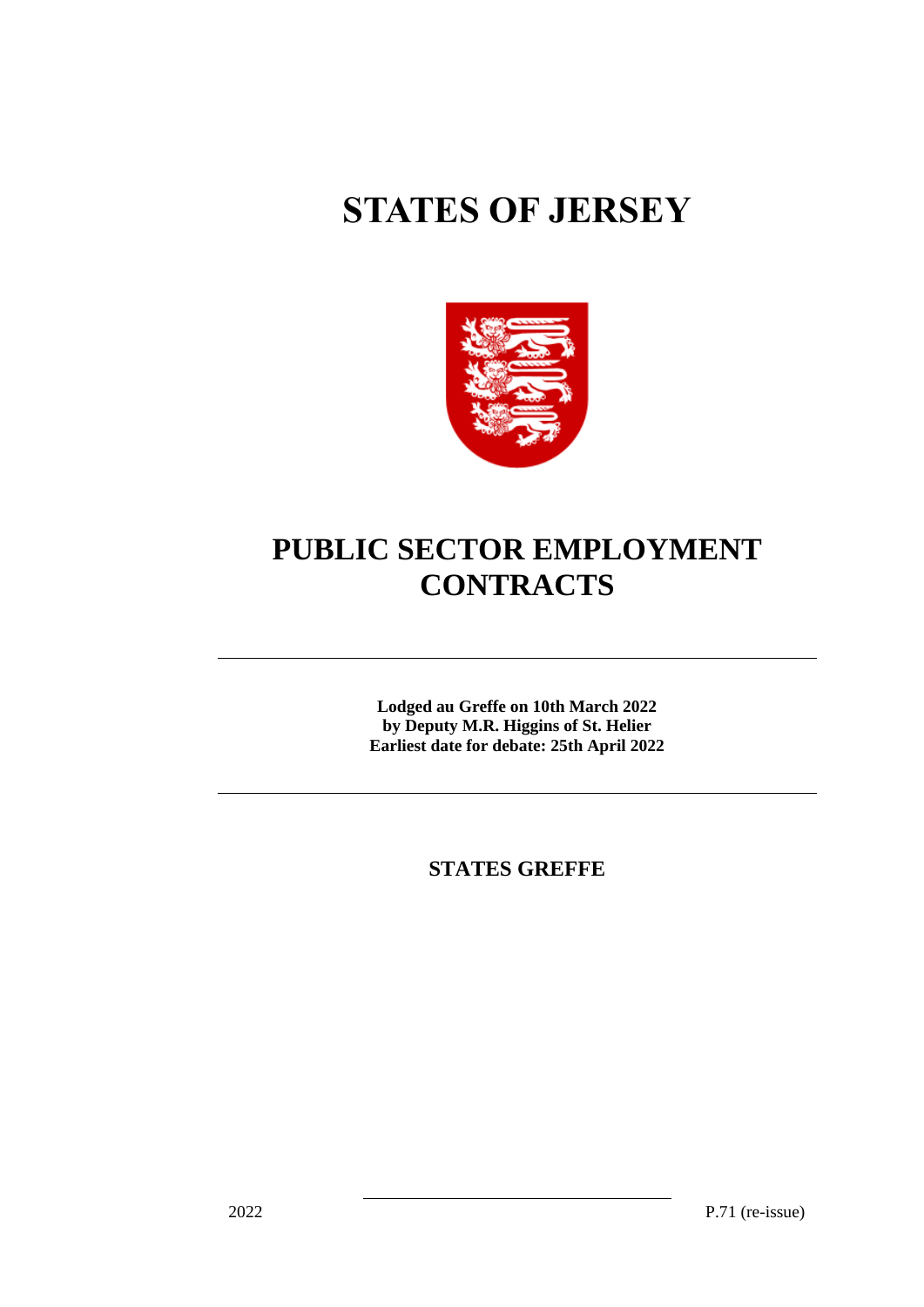# STATES OF JERSEY

# PUBLIC SECTOR EMPLOYMENT CONTRACTS

---

**Lodged au Greffe on 10th March 2022**
**by Deputy M.R. Higgins of St. Helier**
**Earliest date for debate: 25th April 2022**

---

**STATES GREFFE**

2022 P.71 (re-issue)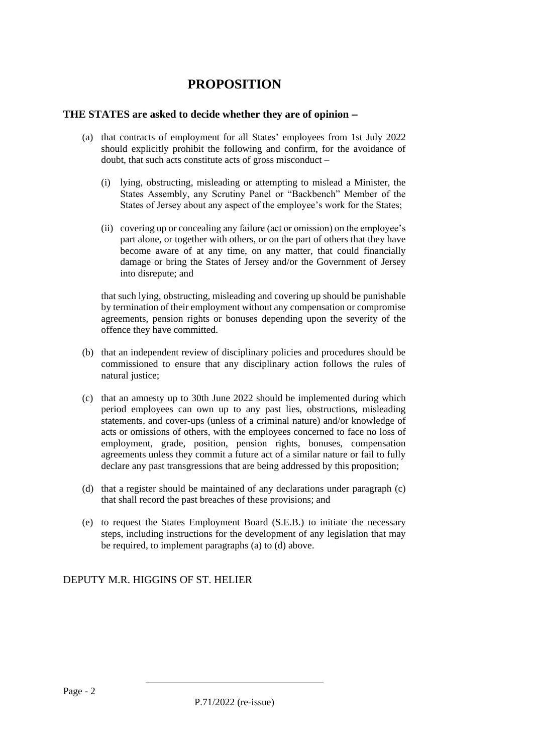# PROPOSITION

**THE STATES are asked to decide whether they are of opinion** −

(a) that contracts of employment for all States' employees from 1st July 2022 should explicitly prohibit the following and confirm, for the avoidance of doubt, that such acts constitute acts of gross misconduct –

(i) lying, obstructing, misleading or attempting to mislead a Minister, the States Assembly, any Scrutiny Panel or "Backbench" Member of the States of Jersey about any aspect of the employee's work for the States;

(ii) covering up or concealing any failure (act or omission) on the employee's part alone, or together with others, or on the part of others that they have become aware of at any time, on any matter, that could financially damage or bring the States of Jersey and/or the Government of Jersey into disrepute; and

that such lying, obstructing, misleading and covering up should be punishable by termination of their employment without any compensation or compromise agreements, pension rights or bonuses depending upon the severity of the offence they have committed.

(b) that an independent review of disciplinary policies and procedures should be commissioned to ensure that any disciplinary action follows the rules of natural justice;

(c) that an amnesty up to 30th June 2022 should be implemented during which period employees can own up to any past lies, obstructions, misleading statements, and cover-ups (unless of a criminal nature) and/or knowledge of acts or omissions of others, with the employees concerned to face no loss of employment, grade, position, pension rights, bonuses, compensation agreements unless they commit a future act of a similar nature or fail to fully declare any past transgressions that are being addressed by this proposition;

(d) that a register should be maintained of any declarations under paragraph (c) that shall record the past breaches of these provisions; and

(e) to request the States Employment Board (S.E.B.) to initiate the necessary steps, including instructions for the development of any legislation that may be required, to implement paragraphs (a) to (d) above.

DEPUTY M.R. HIGGINS OF ST. HELIER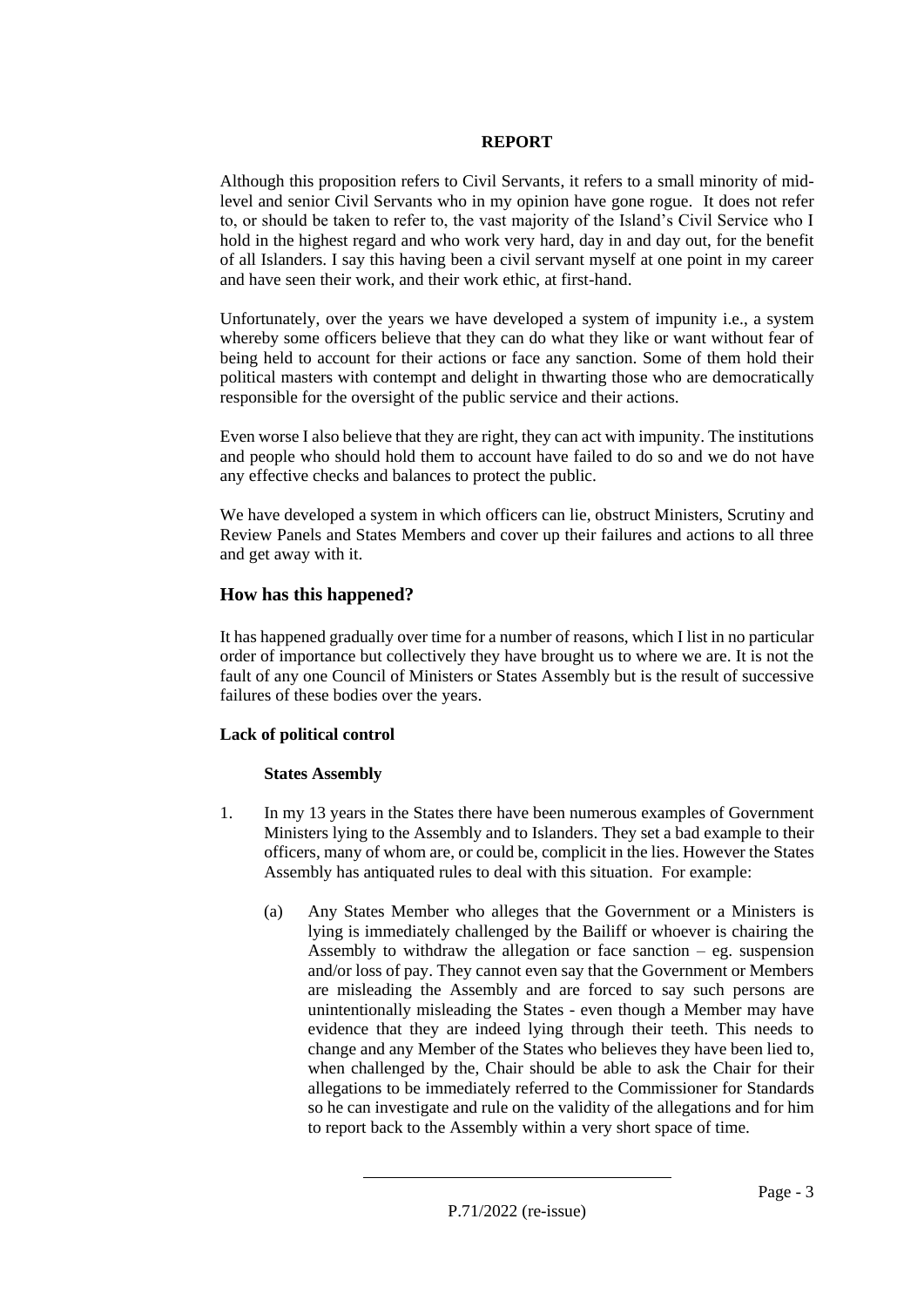**REPORT**

Although this proposition refers to Civil Servants, it refers to a small minority of mid-level and senior Civil Servants who in my opinion have gone rogue. It does not refer to, or should be taken to refer to, the vast majority of the Island's Civil Service who I hold in the highest regard and who work very hard, day in and day out, for the benefit of all Islanders. I say this having been a civil servant myself at one point in my career and have seen their work, and their work ethic, at first-hand.

Unfortunately, over the years we have developed a system of impunity i.e., a system whereby some officers believe that they can do what they like or want without fear of being held to account for their actions or face any sanction. Some of them hold their political masters with contempt and delight in thwarting those who are democratically responsible for the oversight of the public service and their actions.

Even worse I also believe that they are right, they can act with impunity. The institutions and people who should hold them to account have failed to do so and we do not have any effective checks and balances to protect the public.

We have developed a system in which officers can lie, obstruct Ministers, Scrutiny and Review Panels and States Members and cover up their failures and actions to all three and get away with it.

## How has this happened?

It has happened gradually over time for a number of reasons, which I list in no particular order of importance but collectively they have brought us to where we are. It is not the fault of any one Council of Ministers or States Assembly but is the result of successive failures of these bodies over the years.

**Lack of political control**

**States Assembly**

1. In my 13 years in the States there have been numerous examples of Government Ministers lying to the Assembly and to Islanders. They set a bad example to their officers, many of whom are, or could be, complicit in the lies. However the States Assembly has antiquated rules to deal with this situation. For example:

    (a) Any States Member who alleges that the Government or a Ministers is lying is immediately challenged by the Bailiff or whoever is chairing the Assembly to withdraw the allegation or face sanction – eg. suspension and/or loss of pay. They cannot even say that the Government or Members are misleading the Assembly and are forced to say such persons are unintentionally misleading the States - even though a Member may have evidence that they are indeed lying through their teeth. This needs to change and any Member of the States who believes they have been lied to, when challenged by the, Chair should be able to ask the Chair for their allegations to be immediately referred to the Commissioner for Standards so he can investigate and rule on the validity of the allegations and for him to report back to the Assembly within a very short space of time.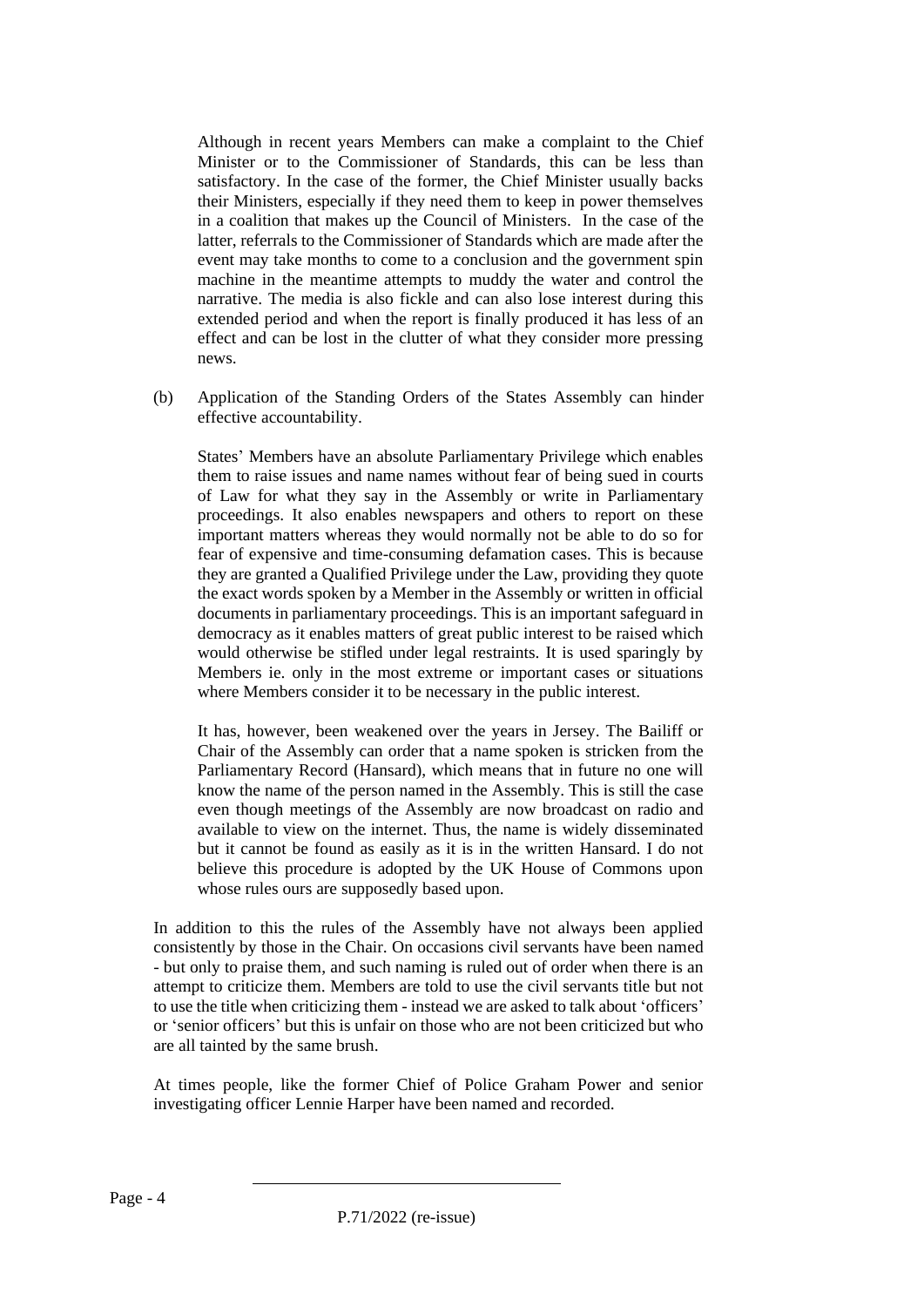Although in recent years Members can make a complaint to the Chief Minister or to the Commissioner of Standards, this can be less than satisfactory. In the case of the former, the Chief Minister usually backs their Ministers, especially if they need them to keep in power themselves in a coalition that makes up the Council of Ministers. In the case of the latter, referrals to the Commissioner of Standards which are made after the event may take months to come to a conclusion and the government spin machine in the meantime attempts to muddy the water and control the narrative. The media is also fickle and can also lose interest during this extended period and when the report is finally produced it has less of an effect and can be lost in the clutter of what they consider more pressing news.

(b) Application of the Standing Orders of the States Assembly can hinder effective accountability.

States' Members have an absolute Parliamentary Privilege which enables them to raise issues and name names without fear of being sued in courts of Law for what they say in the Assembly or write in Parliamentary proceedings. It also enables newspapers and others to report on these important matters whereas they would normally not be able to do so for fear of expensive and time-consuming defamation cases. This is because they are granted a Qualified Privilege under the Law, providing they quote the exact words spoken by a Member in the Assembly or written in official documents in parliamentary proceedings. This is an important safeguard in democracy as it enables matters of great public interest to be raised which would otherwise be stifled under legal restraints. It is used sparingly by Members ie. only in the most extreme or important cases or situations where Members consider it to be necessary in the public interest.

It has, however, been weakened over the years in Jersey. The Bailiff or Chair of the Assembly can order that a name spoken is stricken from the Parliamentary Record (Hansard), which means that in future no one will know the name of the person named in the Assembly. This is still the case even though meetings of the Assembly are now broadcast on radio and available to view on the internet. Thus, the name is widely disseminated but it cannot be found as easily as it is in the written Hansard. I do not believe this procedure is adopted by the UK House of Commons upon whose rules ours are supposedly based upon.

In addition to this the rules of the Assembly have not always been applied consistently by those in the Chair. On occasions civil servants have been named - but only to praise them, and such naming is ruled out of order when there is an attempt to criticize them. Members are told to use the civil servants title but not to use the title when criticizing them - instead we are asked to talk about 'officers' or 'senior officers' but this is unfair on those who are not been criticized but who are all tainted by the same brush.

At times people, like the former Chief of Police Graham Power and senior investigating officer Lennie Harper have been named and recorded.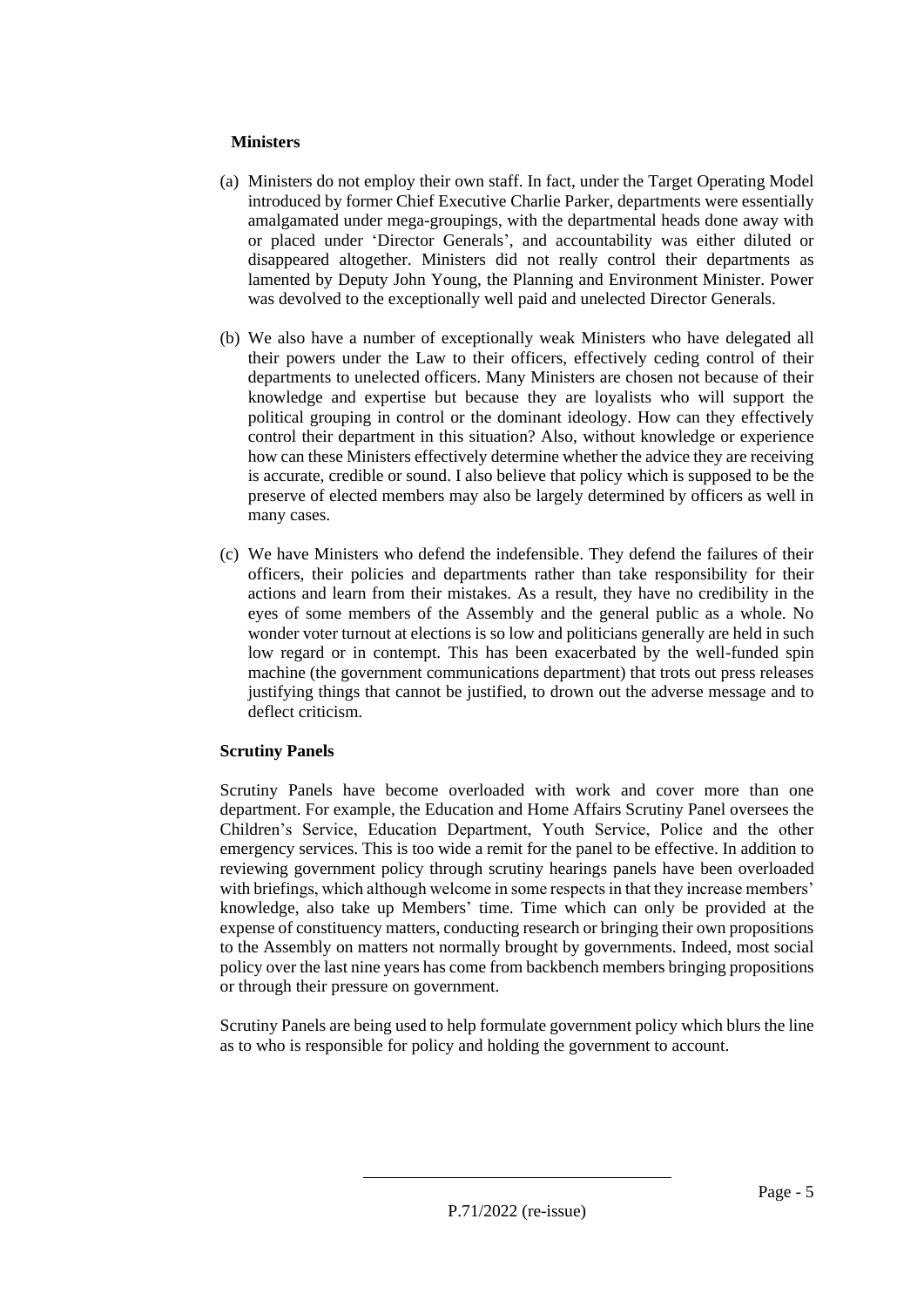**Ministers**

(a) Ministers do not employ their own staff. In fact, under the Target Operating Model introduced by former Chief Executive Charlie Parker, departments were essentially amalgamated under mega-groupings, with the departmental heads done away with or placed under 'Director Generals', and accountability was either diluted or disappeared altogether. Ministers did not really control their departments as lamented by Deputy John Young, the Planning and Environment Minister. Power was devolved to the exceptionally well paid and unelected Director Generals.

(b) We also have a number of exceptionally weak Ministers who have delegated all their powers under the Law to their officers, effectively ceding control of their departments to unelected officers. Many Ministers are chosen not because of their knowledge and expertise but because they are loyalists who will support the political grouping in control or the dominant ideology. How can they effectively control their department in this situation? Also, without knowledge or experience how can these Ministers effectively determine whether the advice they are receiving is accurate, credible or sound. I also believe that policy which is supposed to be the preserve of elected members may also be largely determined by officers as well in many cases.

(c) We have Ministers who defend the indefensible. They defend the failures of their officers, their policies and departments rather than take responsibility for their actions and learn from their mistakes. As a result, they have no credibility in the eyes of some members of the Assembly and the general public as a whole. No wonder voter turnout at elections is so low and politicians generally are held in such low regard or in contempt. This has been exacerbated by the well-funded spin machine (the government communications department) that trots out press releases justifying things that cannot be justified, to drown out the adverse message and to deflect criticism.

**Scrutiny Panels**

Scrutiny Panels have become overloaded with work and cover more than one department. For example, the Education and Home Affairs Scrutiny Panel oversees the Children's Service, Education Department, Youth Service, Police and the other emergency services. This is too wide a remit for the panel to be effective. In addition to reviewing government policy through scrutiny hearings panels have been overloaded with briefings, which although welcome in some respects in that they increase members' knowledge, also take up Members' time. Time which can only be provided at the expense of constituency matters, conducting research or bringing their own propositions to the Assembly on matters not normally brought by governments. Indeed, most social policy over the last nine years has come from backbench members bringing propositions or through their pressure on government.

Scrutiny Panels are being used to help formulate government policy which blurs the line as to who is responsible for policy and holding the government to account.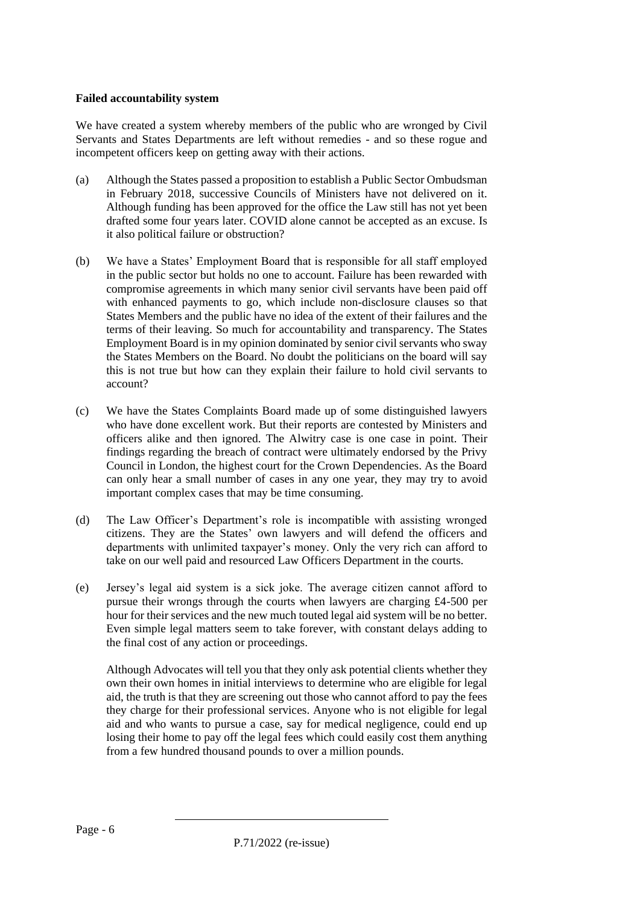**Failed accountability system**

We have created a system whereby members of the public who are wronged by Civil Servants and States Departments are left without remedies - and so these rogue and incompetent officers keep on getting away with their actions.

(a) Although the States passed a proposition to establish a Public Sector Ombudsman in February 2018, successive Councils of Ministers have not delivered on it. Although funding has been approved for the office the Law still has not yet been drafted some four years later. COVID alone cannot be accepted as an excuse. Is it also political failure or obstruction?

(b) We have a States' Employment Board that is responsible for all staff employed in the public sector but holds no one to account. Failure has been rewarded with compromise agreements in which many senior civil servants have been paid off with enhanced payments to go, which include non-disclosure clauses so that States Members and the public have no idea of the extent of their failures and the terms of their leaving. So much for accountability and transparency. The States Employment Board is in my opinion dominated by senior civil servants who sway the States Members on the Board. No doubt the politicians on the board will say this is not true but how can they explain their failure to hold civil servants to account?

(c) We have the States Complaints Board made up of some distinguished lawyers who have done excellent work. But their reports are contested by Ministers and officers alike and then ignored. The Alwitry case is one case in point. Their findings regarding the breach of contract were ultimately endorsed by the Privy Council in London, the highest court for the Crown Dependencies. As the Board can only hear a small number of cases in any one year, they may try to avoid important complex cases that may be time consuming.

(d) The Law Officer's Department's role is incompatible with assisting wronged citizens. They are the States' own lawyers and will defend the officers and departments with unlimited taxpayer's money. Only the very rich can afford to take on our well paid and resourced Law Officers Department in the courts.

(e) Jersey's legal aid system is a sick joke. The average citizen cannot afford to pursue their wrongs through the courts when lawyers are charging £4-500 per hour for their services and the new much touted legal aid system will be no better. Even simple legal matters seem to take forever, with constant delays adding to the final cost of any action or proceedings.

    Although Advocates will tell you that they only ask potential clients whether they own their own homes in initial interviews to determine who are eligible for legal aid, the truth is that they are screening out those who cannot afford to pay the fees they charge for their professional services. Anyone who is not eligible for legal aid and who wants to pursue a case, say for medical negligence, could end up losing their home to pay off the legal fees which could easily cost them anything from a few hundred thousand pounds to over a million pounds.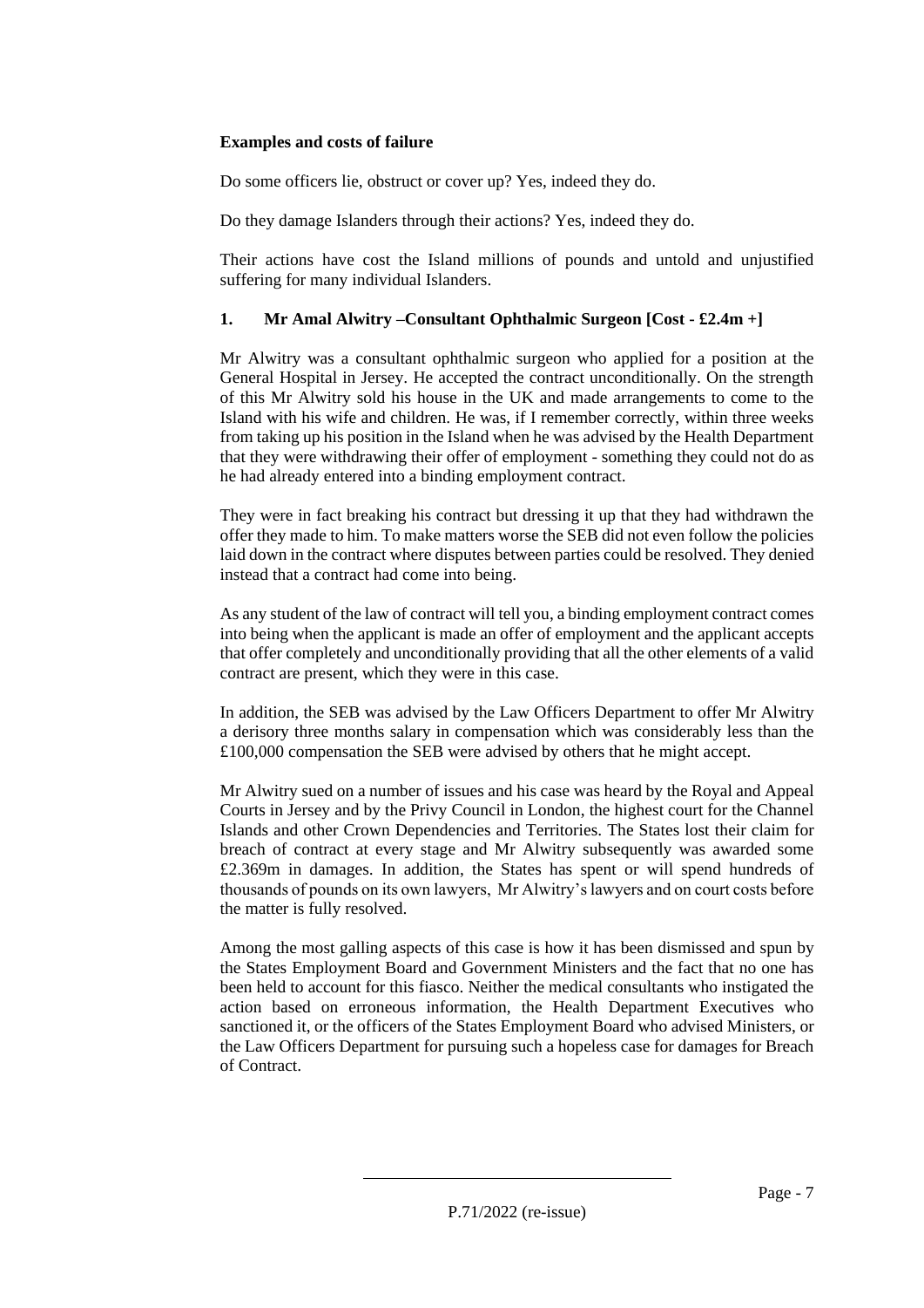**Examples and costs of failure**

Do some officers lie, obstruct or cover up? Yes, indeed they do.

Do they damage Islanders through their actions? Yes, indeed they do.

Their actions have cost the Island millions of pounds and untold and unjustified suffering for many individual Islanders.

**1. Mr Amal Alwitry –Consultant Ophthalmic Surgeon [Cost - £2.4m +]**

Mr Alwitry was a consultant ophthalmic surgeon who applied for a position at the General Hospital in Jersey. He accepted the contract unconditionally. On the strength of this Mr Alwitry sold his house in the UK and made arrangements to come to the Island with his wife and children. He was, if I remember correctly, within three weeks from taking up his position in the Island when he was advised by the Health Department that they were withdrawing their offer of employment - something they could not do as he had already entered into a binding employment contract.

They were in fact breaking his contract but dressing it up that they had withdrawn the offer they made to him. To make matters worse the SEB did not even follow the policies laid down in the contract where disputes between parties could be resolved. They denied instead that a contract had come into being.

As any student of the law of contract will tell you, a binding employment contract comes into being when the applicant is made an offer of employment and the applicant accepts that offer completely and unconditionally providing that all the other elements of a valid contract are present, which they were in this case.

In addition, the SEB was advised by the Law Officers Department to offer Mr Alwitry a derisory three months salary in compensation which was considerably less than the £100,000 compensation the SEB were advised by others that he might accept.

Mr Alwitry sued on a number of issues and his case was heard by the Royal and Appeal Courts in Jersey and by the Privy Council in London, the highest court for the Channel Islands and other Crown Dependencies and Territories. The States lost their claim for breach of contract at every stage and Mr Alwitry subsequently was awarded some £2.369m in damages. In addition, the States has spent or will spend hundreds of thousands of pounds on its own lawyers, Mr Alwitry's lawyers and on court costs before the matter is fully resolved.

Among the most galling aspects of this case is how it has been dismissed and spun by the States Employment Board and Government Ministers and the fact that no one has been held to account for this fiasco. Neither the medical consultants who instigated the action based on erroneous information, the Health Department Executives who sanctioned it, or the officers of the States Employment Board who advised Ministers, or the Law Officers Department for pursuing such a hopeless case for damages for Breach of Contract.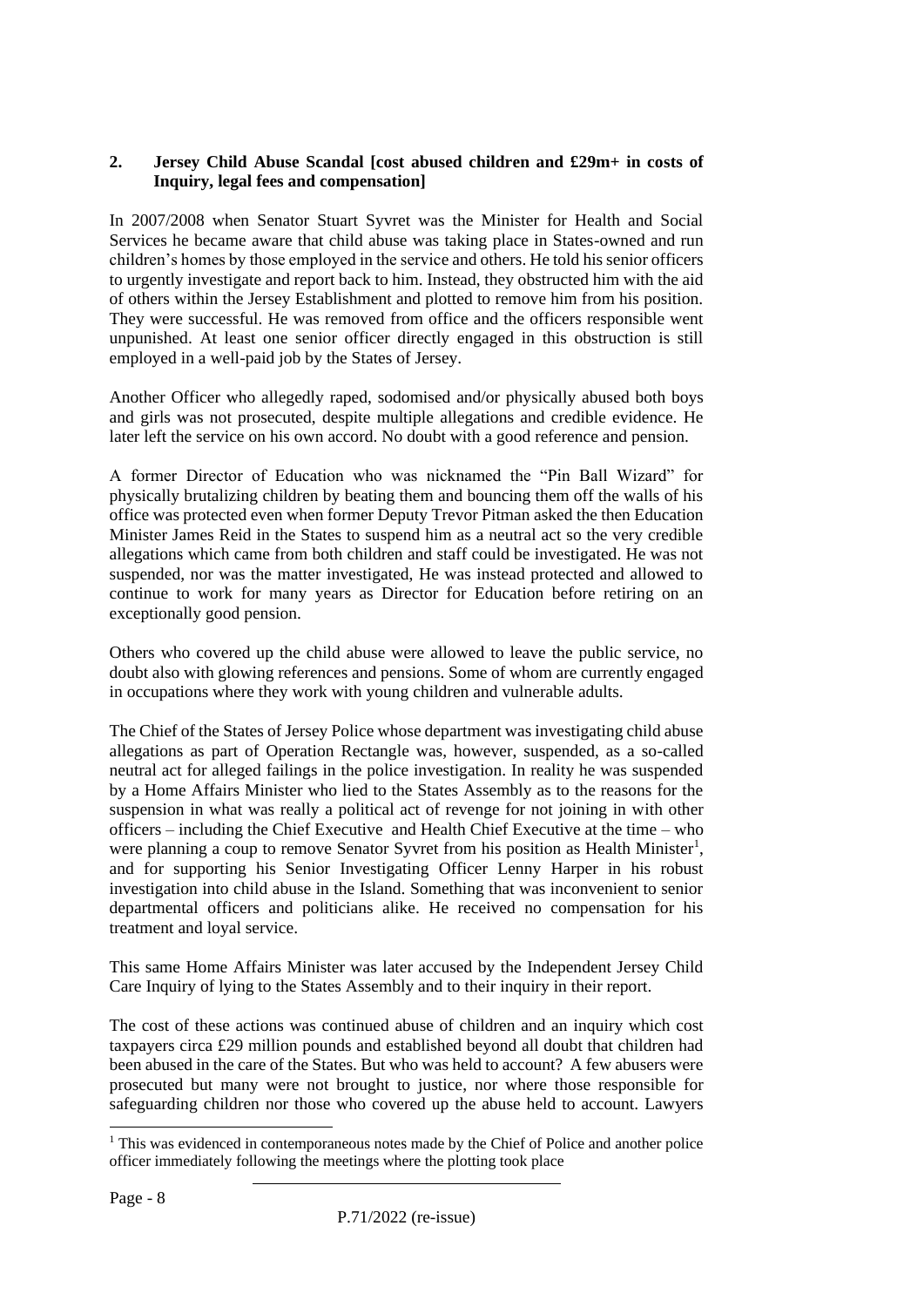## 2. Jersey Child Abuse Scandal [cost abused children and £29m+ in costs of Inquiry, legal fees and compensation]

In 2007/2008 when Senator Stuart Syvret was the Minister for Health and Social Services he became aware that child abuse was taking place in States-owned and run children's homes by those employed in the service and others. He told his senior officers to urgently investigate and report back to him. Instead, they obstructed him with the aid of others within the Jersey Establishment and plotted to remove him from his position. They were successful. He was removed from office and the officers responsible went unpunished. At least one senior officer directly engaged in this obstruction is still employed in a well-paid job by the States of Jersey.

Another Officer who allegedly raped, sodomised and/or physically abused both boys and girls was not prosecuted, despite multiple allegations and credible evidence. He later left the service on his own accord. No doubt with a good reference and pension.

A former Director of Education who was nicknamed the "Pin Ball Wizard" for physically brutalizing children by beating them and bouncing them off the walls of his office was protected even when former Deputy Trevor Pitman asked the then Education Minister James Reid in the States to suspend him as a neutral act so the very credible allegations which came from both children and staff could be investigated. He was not suspended, nor was the matter investigated, He was instead protected and allowed to continue to work for many years as Director for Education before retiring on an exceptionally good pension.

Others who covered up the child abuse were allowed to leave the public service, no doubt also with glowing references and pensions. Some of whom are currently engaged in occupations where they work with young children and vulnerable adults.

The Chief of the States of Jersey Police whose department was investigating child abuse allegations as part of Operation Rectangle was, however, suspended, as a so-called neutral act for alleged failings in the police investigation. In reality he was suspended by a Home Affairs Minister who lied to the States Assembly as to the reasons for the suspension in what was really a political act of revenge for not joining in with other officers – including the Chief Executive and Health Chief Executive at the time – who were planning a coup to remove Senator Syvret from his position as Health Minister[1], and for supporting his Senior Investigating Officer Lenny Harper in his robust investigation into child abuse in the Island. Something that was inconvenient to senior departmental officers and politicians alike. He received no compensation for his treatment and loyal service.

This same Home Affairs Minister was later accused by the Independent Jersey Child Care Inquiry of lying to the States Assembly and to their inquiry in their report.

The cost of these actions was continued abuse of children and an inquiry which cost taxpayers circa £29 million pounds and established beyond all doubt that children had been abused in the care of the States. But who was held to account? A few abusers were prosecuted but many were not brought to justice, nor where those responsible for safeguarding children nor those who covered up the abuse held to account. Lawyers

[1] This was evidenced in contemporaneous notes made by the Chief of Police and another police officer immediately following the meetings where the plotting took place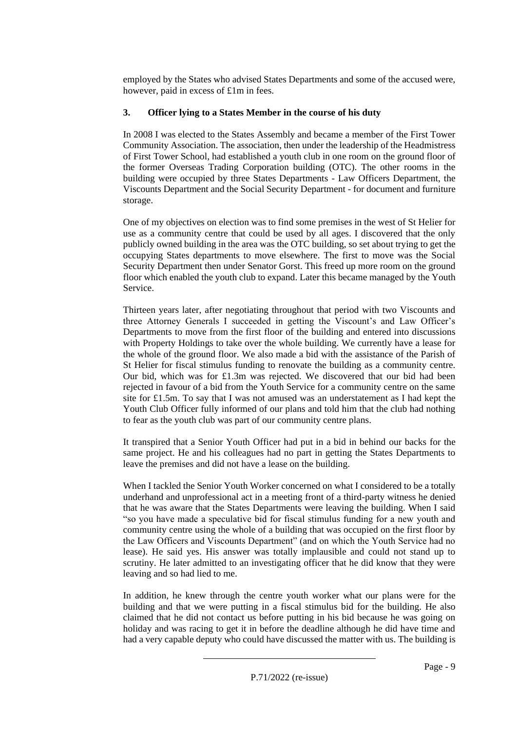employed by the States who advised States Departments and some of the accused were, however, paid in excess of £1m in fees.

### 3. Officer lying to a States Member in the course of his duty

In 2008 I was elected to the States Assembly and became a member of the First Tower Community Association. The association, then under the leadership of the Headmistress of First Tower School, had established a youth club in one room on the ground floor of the former Overseas Trading Corporation building (OTC). The other rooms in the building were occupied by three States Departments - Law Officers Department, the Viscounts Department and the Social Security Department - for document and furniture storage.

One of my objectives on election was to find some premises in the west of St Helier for use as a community centre that could be used by all ages. I discovered that the only publicly owned building in the area was the OTC building, so set about trying to get the occupying States departments to move elsewhere. The first to move was the Social Security Department then under Senator Gorst. This freed up more room on the ground floor which enabled the youth club to expand. Later this became managed by the Youth Service.

Thirteen years later, after negotiating throughout that period with two Viscounts and three Attorney Generals I succeeded in getting the Viscount's and Law Officer's Departments to move from the first floor of the building and entered into discussions with Property Holdings to take over the whole building. We currently have a lease for the whole of the ground floor. We also made a bid with the assistance of the Parish of St Helier for fiscal stimulus funding to renovate the building as a community centre. Our bid, which was for £1.3m was rejected. We discovered that our bid had been rejected in favour of a bid from the Youth Service for a community centre on the same site for £1.5m. To say that I was not amused was an understatement as I had kept the Youth Club Officer fully informed of our plans and told him that the club had nothing to fear as the youth club was part of our community centre plans.

It transpired that a Senior Youth Officer had put in a bid in behind our backs for the same project. He and his colleagues had no part in getting the States Departments to leave the premises and did not have a lease on the building.

When I tackled the Senior Youth Worker concerned on what I considered to be a totally underhand and unprofessional act in a meeting front of a third-party witness he denied that he was aware that the States Departments were leaving the building. When I said "so you have made a speculative bid for fiscal stimulus funding for a new youth and community centre using the whole of a building that was occupied on the first floor by the Law Officers and Viscounts Department" (and on which the Youth Service had no lease). He said yes. His answer was totally implausible and could not stand up to scrutiny. He later admitted to an investigating officer that he did know that they were leaving and so had lied to me.

In addition, he knew through the centre youth worker what our plans were for the building and that we were putting in a fiscal stimulus bid for the building. He also claimed that he did not contact us before putting in his bid because he was going on holiday and was racing to get it in before the deadline although he did have time and had a very capable deputy who could have discussed the matter with us. The building is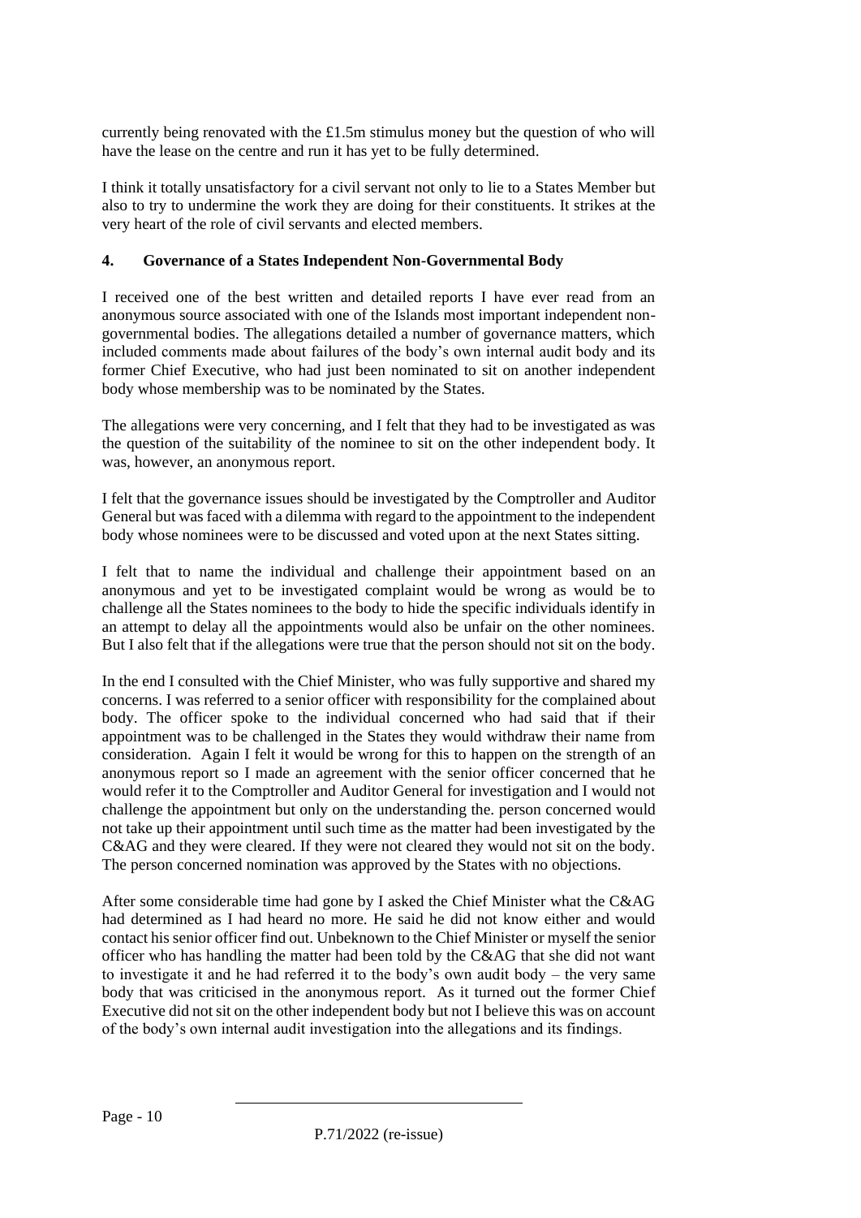currently being renovated with the £1.5m stimulus money but the question of who will have the lease on the centre and run it has yet to be fully determined.

I think it totally unsatisfactory for a civil servant not only to lie to a States Member but also to try to undermine the work they are doing for their constituents. It strikes at the very heart of the role of civil servants and elected members.

### 4. Governance of a States Independent Non-Governmental Body

I received one of the best written and detailed reports I have ever read from an anonymous source associated with one of the Islands most important independent non-governmental bodies. The allegations detailed a number of governance matters, which included comments made about failures of the body's own internal audit body and its former Chief Executive, who had just been nominated to sit on another independent body whose membership was to be nominated by the States.

The allegations were very concerning, and I felt that they had to be investigated as was the question of the suitability of the nominee to sit on the other independent body. It was, however, an anonymous report.

I felt that the governance issues should be investigated by the Comptroller and Auditor General but was faced with a dilemma with regard to the appointment to the independent body whose nominees were to be discussed and voted upon at the next States sitting.

I felt that to name the individual and challenge their appointment based on an anonymous and yet to be investigated complaint would be wrong as would be to challenge all the States nominees to the body to hide the specific individuals identify in an attempt to delay all the appointments would also be unfair on the other nominees. But I also felt that if the allegations were true that the person should not sit on the body.

In the end I consulted with the Chief Minister, who was fully supportive and shared my concerns. I was referred to a senior officer with responsibility for the complained about body. The officer spoke to the individual concerned who had said that if their appointment was to be challenged in the States they would withdraw their name from consideration. Again I felt it would be wrong for this to happen on the strength of an anonymous report so I made an agreement with the senior officer concerned that he would refer it to the Comptroller and Auditor General for investigation and I would not challenge the appointment but only on the understanding the. person concerned would not take up their appointment until such time as the matter had been investigated by the C&AG and they were cleared. If they were not cleared they would not sit on the body. The person concerned nomination was approved by the States with no objections.

After some considerable time had gone by I asked the Chief Minister what the C&AG had determined as I had heard no more. He said he did not know either and would contact his senior officer find out. Unbeknown to the Chief Minister or myself the senior officer who has handling the matter had been told by the C&AG that she did not want to investigate it and he had referred it to the body's own audit body – the very same body that was criticised in the anonymous report. As it turned out the former Chief Executive did not sit on the other independent body but not I believe this was on account of the body's own internal audit investigation into the allegations and its findings.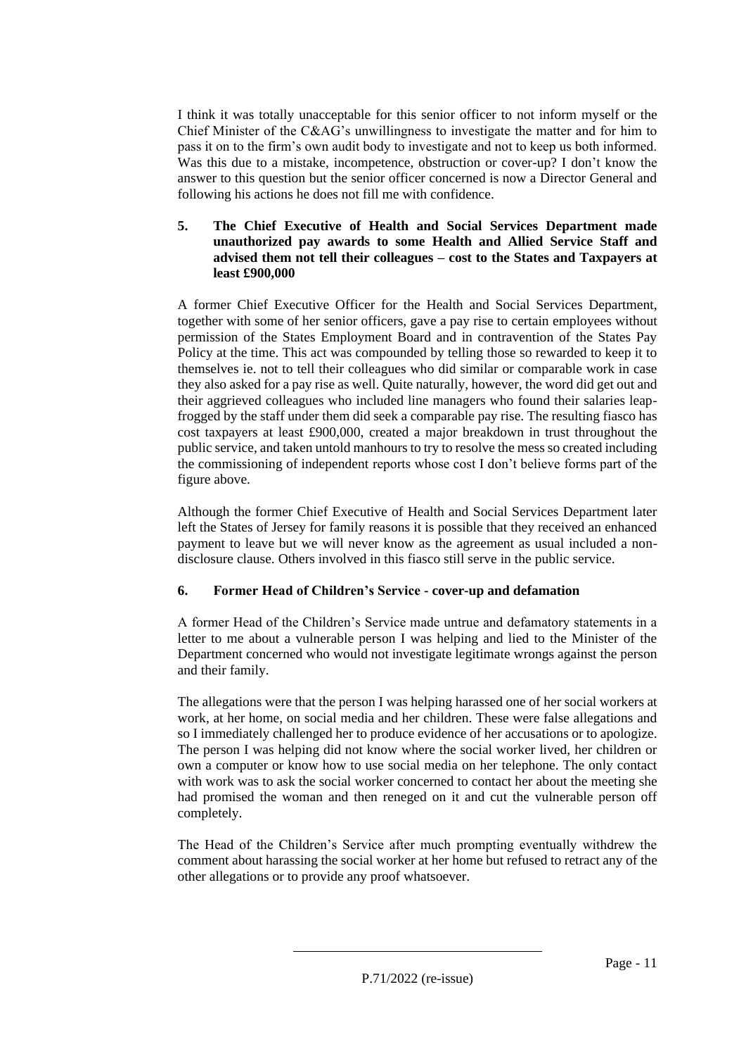I think it was totally unacceptable for this senior officer to not inform myself or the Chief Minister of the C&AG's unwillingness to investigate the matter and for him to pass it on to the firm's own audit body to investigate and not to keep us both informed. Was this due to a mistake, incompetence, obstruction or cover-up? I don't know the answer to this question but the senior officer concerned is now a Director General and following his actions he does not fill me with confidence.

**5. The Chief Executive of Health and Social Services Department made unauthorized pay awards to some Health and Allied Service Staff and advised them not tell their colleagues – cost to the States and Taxpayers at least £900,000**

A former Chief Executive Officer for the Health and Social Services Department, together with some of her senior officers, gave a pay rise to certain employees without permission of the States Employment Board and in contravention of the States Pay Policy at the time. This act was compounded by telling those so rewarded to keep it to themselves ie. not to tell their colleagues who did similar or comparable work in case they also asked for a pay rise as well. Quite naturally, however, the word did get out and their aggrieved colleagues who included line managers who found their salaries leap-frogged by the staff under them did seek a comparable pay rise. The resulting fiasco has cost taxpayers at least £900,000, created a major breakdown in trust throughout the public service, and taken untold manhours to try to resolve the mess so created including the commissioning of independent reports whose cost I don't believe forms part of the figure above.

Although the former Chief Executive of Health and Social Services Department later left the States of Jersey for family reasons it is possible that they received an enhanced payment to leave but we will never know as the agreement as usual included a non-disclosure clause. Others involved in this fiasco still serve in the public service.

**6. Former Head of Children's Service - cover-up and defamation**

A former Head of the Children's Service made untrue and defamatory statements in a letter to me about a vulnerable person I was helping and lied to the Minister of the Department concerned who would not investigate legitimate wrongs against the person and their family.

The allegations were that the person I was helping harassed one of her social workers at work, at her home, on social media and her children. These were false allegations and so I immediately challenged her to produce evidence of her accusations or to apologize. The person I was helping did not know where the social worker lived, her children or own a computer or know how to use social media on her telephone. The only contact with work was to ask the social worker concerned to contact her about the meeting she had promised the woman and then reneged on it and cut the vulnerable person off completely.

The Head of the Children's Service after much prompting eventually withdrew the comment about harassing the social worker at her home but refused to retract any of the other allegations or to provide any proof whatsoever.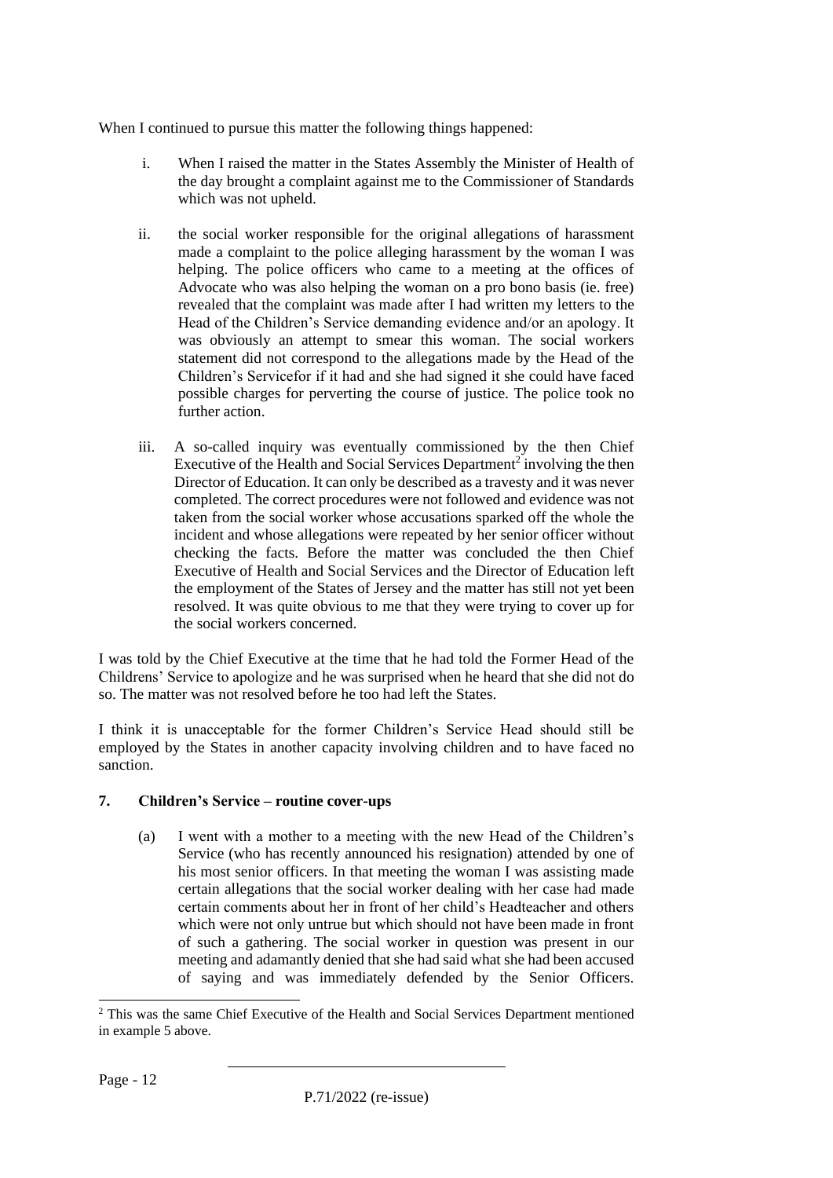When I continued to pursue this matter the following things happened:

i. When I raised the matter in the States Assembly the Minister of Health of the day brought a complaint against me to the Commissioner of Standards which was not upheld.

ii. the social worker responsible for the original allegations of harassment made a complaint to the police alleging harassment by the woman I was helping. The police officers who came to a meeting at the offices of Advocate who was also helping the woman on a pro bono basis (ie. free) revealed that the complaint was made after I had written my letters to the Head of the Children's Service demanding evidence and/or an apology. It was obviously an attempt to smear this woman. The social workers statement did not correspond to the allegations made by the Head of the Children's Servicefor if it had and she had signed it she could have faced possible charges for perverting the course of justice. The police took no further action.

iii. A so-called inquiry was eventually commissioned by the then Chief Executive of the Health and Social Services Department[2] involving the then Director of Education. It can only be described as a travesty and it was never completed. The correct procedures were not followed and evidence was not taken from the social worker whose accusations sparked off the whole the incident and whose allegations were repeated by her senior officer without checking the facts. Before the matter was concluded the then Chief Executive of Health and Social Services and the Director of Education left the employment of the States of Jersey and the matter has still not yet been resolved. It was quite obvious to me that they were trying to cover up for the social workers concerned.

I was told by the Chief Executive at the time that he had told the Former Head of the Childrens' Service to apologize and he was surprised when he heard that she did not do so. The matter was not resolved before he too had left the States.

I think it is unacceptable for the former Children's Service Head should still be employed by the States in another capacity involving children and to have faced no sanction.

### 7. Children's Service – routine cover-ups

(a) I went with a mother to a meeting with the new Head of the Children's Service (who has recently announced his resignation) attended by one of his most senior officers. In that meeting the woman I was assisting made certain allegations that the social worker dealing with her case had made certain comments about her in front of her child's Headteacher and others which were not only untrue but which should not have been made in front of such a gathering. The social worker in question was present in our meeting and adamantly denied that she had said what she had been accused of saying and was immediately defended by the Senior Officers.

[2] This was the same Chief Executive of the Health and Social Services Department mentioned in example 5 above.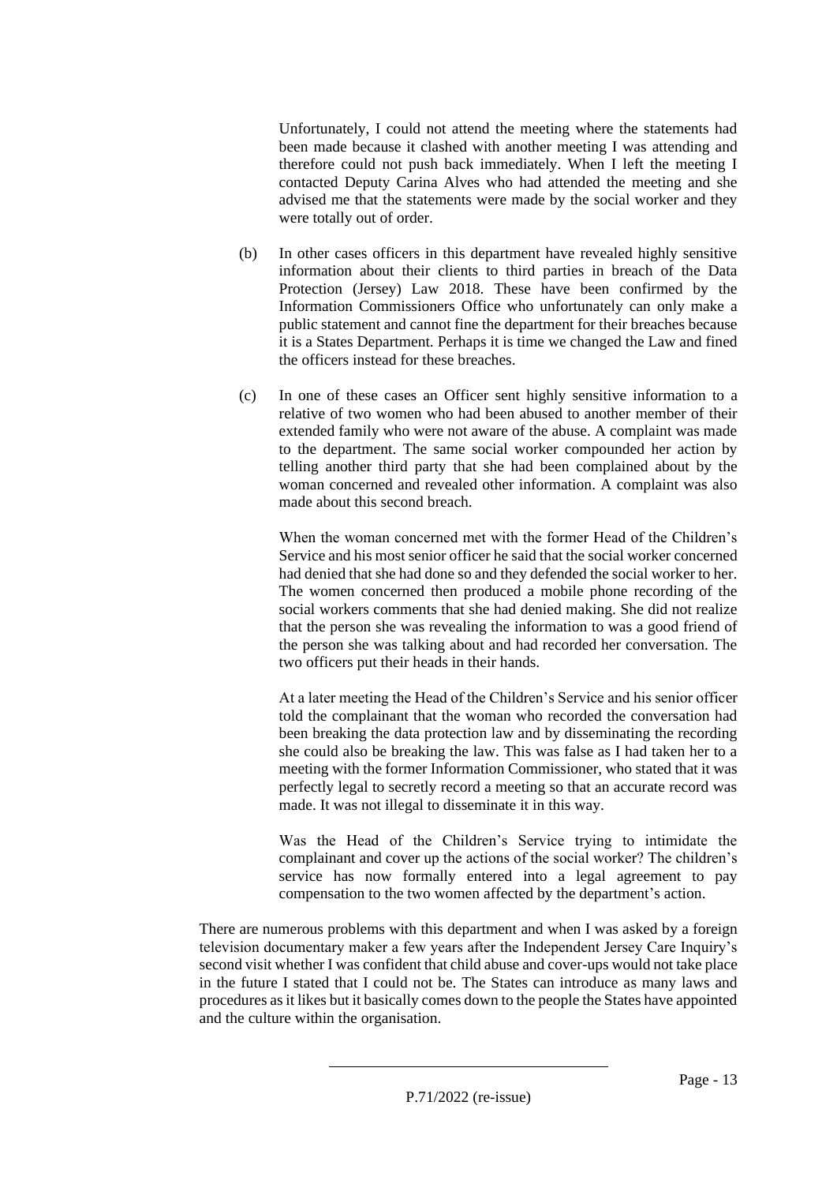Unfortunately, I could not attend the meeting where the statements had been made because it clashed with another meeting I was attending and therefore could not push back immediately. When I left the meeting I contacted Deputy Carina Alves who had attended the meeting and she advised me that the statements were made by the social worker and they were totally out of order.

(b) In other cases officers in this department have revealed highly sensitive information about their clients to third parties in breach of the Data Protection (Jersey) Law 2018. These have been confirmed by the Information Commissioners Office who unfortunately can only make a public statement and cannot fine the department for their breaches because it is a States Department. Perhaps it is time we changed the Law and fined the officers instead for these breaches.

(c) In one of these cases an Officer sent highly sensitive information to a relative of two women who had been abused to another member of their extended family who were not aware of the abuse. A complaint was made to the department. The same social worker compounded her action by telling another third party that she had been complained about by the woman concerned and revealed other information. A complaint was also made about this second breach.

When the woman concerned met with the former Head of the Children's Service and his most senior officer he said that the social worker concerned had denied that she had done so and they defended the social worker to her. The women concerned then produced a mobile phone recording of the social workers comments that she had denied making. She did not realize that the person she was revealing the information to was a good friend of the person she was talking about and had recorded her conversation. The two officers put their heads in their hands.

At a later meeting the Head of the Children's Service and his senior officer told the complainant that the woman who recorded the conversation had been breaking the data protection law and by disseminating the recording she could also be breaking the law. This was false as I had taken her to a meeting with the former Information Commissioner, who stated that it was perfectly legal to secretly record a meeting so that an accurate record was made. It was not illegal to disseminate it in this way.

Was the Head of the Children's Service trying to intimidate the complainant and cover up the actions of the social worker? The children's service has now formally entered into a legal agreement to pay compensation to the two women affected by the department's action.

There are numerous problems with this department and when I was asked by a foreign television documentary maker a few years after the Independent Jersey Care Inquiry's second visit whether I was confident that child abuse and cover-ups would not take place in the future I stated that I could not be. The States can introduce as many laws and procedures as it likes but it basically comes down to the people the States have appointed and the culture within the organisation.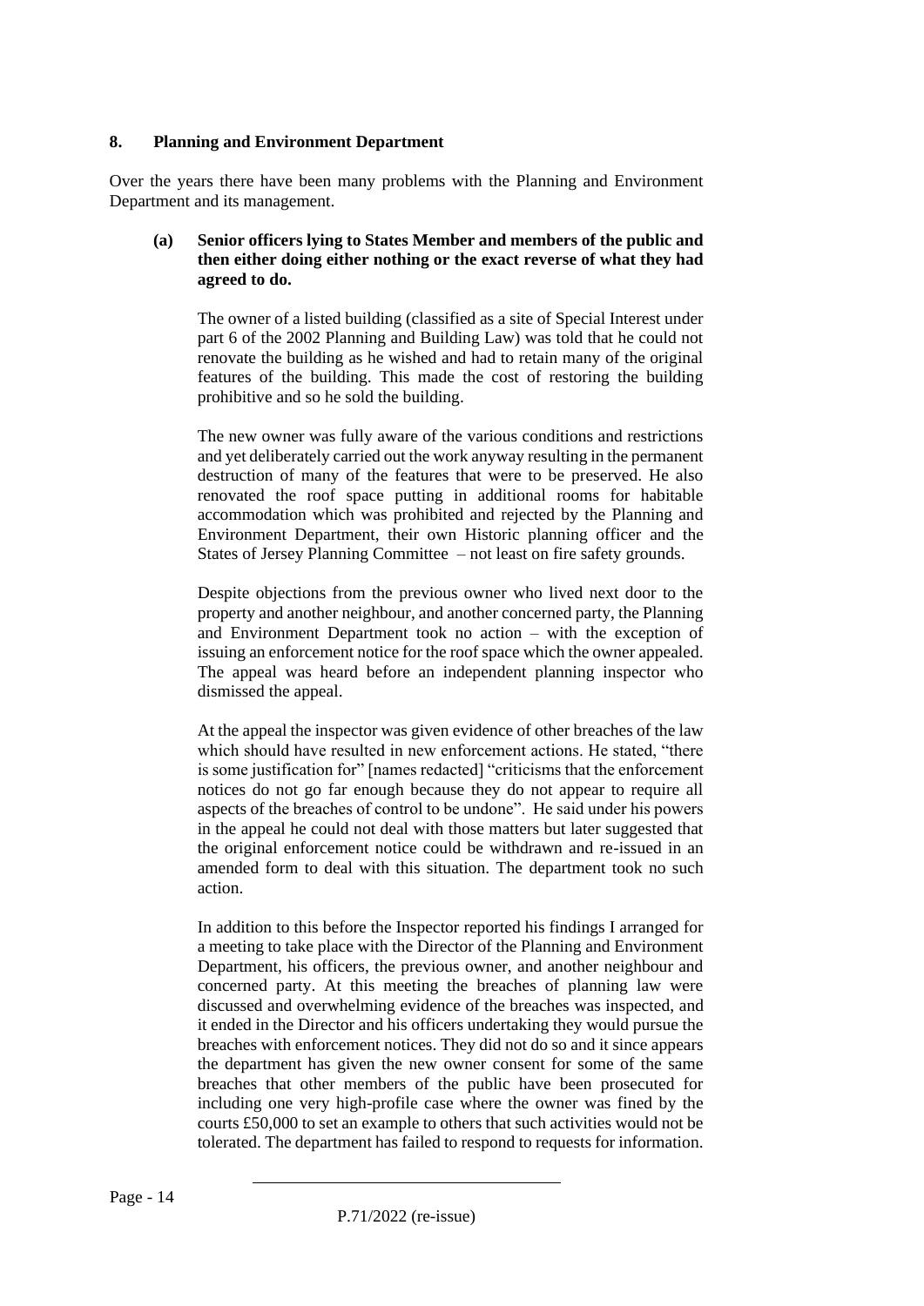## 8. Planning and Environment Department

Over the years there have been many problems with the Planning and Environment Department and its management.

**(a) Senior officers lying to States Member and members of the public and then either doing either nothing or the exact reverse of what they had agreed to do.**

The owner of a listed building (classified as a site of Special Interest under part 6 of the 2002 Planning and Building Law) was told that he could not renovate the building as he wished and had to retain many of the original features of the building. This made the cost of restoring the building prohibitive and so he sold the building.

The new owner was fully aware of the various conditions and restrictions and yet deliberately carried out the work anyway resulting in the permanent destruction of many of the features that were to be preserved. He also renovated the roof space putting in additional rooms for habitable accommodation which was prohibited and rejected by the Planning and Environment Department, their own Historic planning officer and the States of Jersey Planning Committee – not least on fire safety grounds.

Despite objections from the previous owner who lived next door to the property and another neighbour, and another concerned party, the Planning and Environment Department took no action – with the exception of issuing an enforcement notice for the roof space which the owner appealed. The appeal was heard before an independent planning inspector who dismissed the appeal.

At the appeal the inspector was given evidence of other breaches of the law which should have resulted in new enforcement actions. He stated, "there is some justification for" [names redacted] "criticisms that the enforcement notices do not go far enough because they do not appear to require all aspects of the breaches of control to be undone". He said under his powers in the appeal he could not deal with those matters but later suggested that the original enforcement notice could be withdrawn and re-issued in an amended form to deal with this situation. The department took no such action.

In addition to this before the Inspector reported his findings I arranged for a meeting to take place with the Director of the Planning and Environment Department, his officers, the previous owner, and another neighbour and concerned party. At this meeting the breaches of planning law were discussed and overwhelming evidence of the breaches was inspected, and it ended in the Director and his officers undertaking they would pursue the breaches with enforcement notices. They did not do so and it since appears the department has given the new owner consent for some of the same breaches that other members of the public have been prosecuted for including one very high-profile case where the owner was fined by the courts £50,000 to set an example to others that such activities would not be tolerated. The department has failed to respond to requests for information.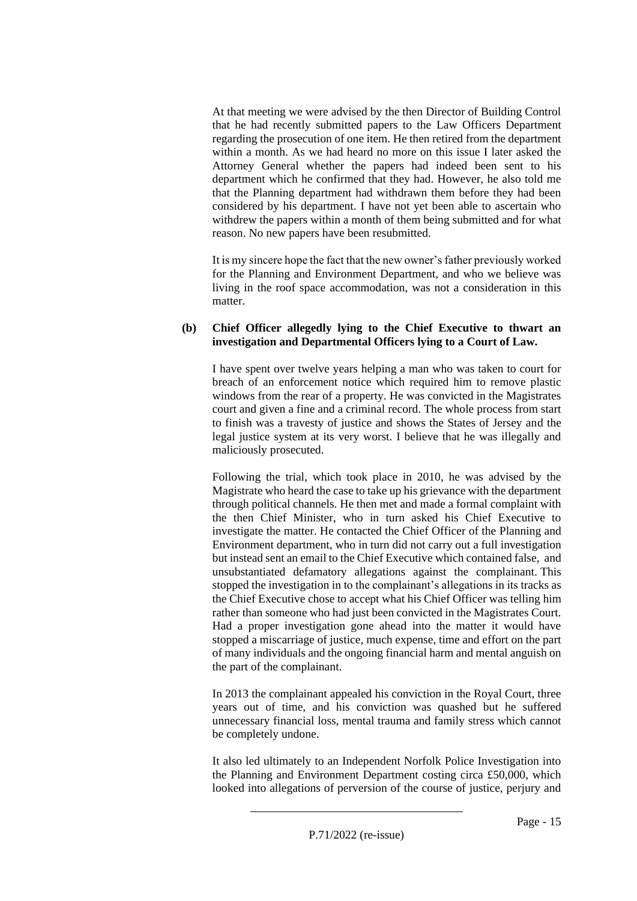At that meeting we were advised by the then Director of Building Control that he had recently submitted papers to the Law Officers Department regarding the prosecution of one item. He then retired from the department within a month. As we had heard no more on this issue I later asked the Attorney General whether the papers had indeed been sent to his department which he confirmed that they had. However, he also told me that the Planning department had withdrawn them before they had been considered by his department. I have not yet been able to ascertain who withdrew the papers within a month of them being submitted and for what reason. No new papers have been resubmitted.

It is my sincere hope the fact that the new owner's father previously worked for the Planning and Environment Department, and who we believe was living in the roof space accommodation, was not a consideration in this matter.

**(b) Chief Officer allegedly lying to the Chief Executive to thwart an investigation and Departmental Officers lying to a Court of Law.**

I have spent over twelve years helping a man who was taken to court for breach of an enforcement notice which required him to remove plastic windows from the rear of a property. He was convicted in the Magistrates court and given a fine and a criminal record. The whole process from start to finish was a travesty of justice and shows the States of Jersey and the legal justice system at its very worst. I believe that he was illegally and maliciously prosecuted.

Following the trial, which took place in 2010, he was advised by the Magistrate who heard the case to take up his grievance with the department through political channels. He then met and made a formal complaint with the then Chief Minister, who in turn asked his Chief Executive to investigate the matter. He contacted the Chief Officer of the Planning and Environment department, who in turn did not carry out a full investigation but instead sent an email to the Chief Executive which contained false, and unsubstantiated defamatory allegations against the complainant. This stopped the investigation in to the complainant's allegations in its tracks as the Chief Executive chose to accept what his Chief Officer was telling him rather than someone who had just been convicted in the Magistrates Court. Had a proper investigation gone ahead into the matter it would have stopped a miscarriage of justice, much expense, time and effort on the part of many individuals and the ongoing financial harm and mental anguish on the part of the complainant.

In 2013 the complainant appealed his conviction in the Royal Court, three years out of time, and his conviction was quashed but he suffered unnecessary financial loss, mental trauma and family stress which cannot be completely undone.

It also led ultimately to an Independent Norfolk Police Investigation into the Planning and Environment Department costing circa £50,000, which looked into allegations of perversion of the course of justice, perjury and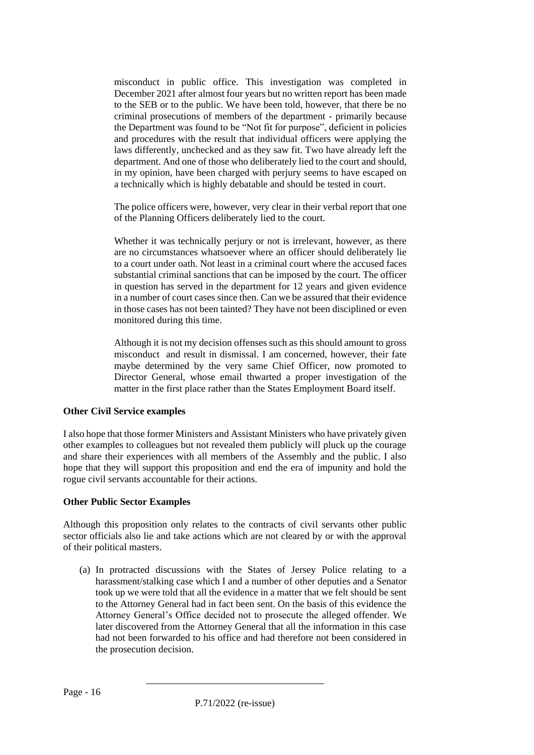misconduct in public office. This investigation was completed in December 2021 after almost four years but no written report has been made to the SEB or to the public. We have been told, however, that there be no criminal prosecutions of members of the department - primarily because the Department was found to be "Not fit for purpose", deficient in policies and procedures with the result that individual officers were applying the laws differently, unchecked and as they saw fit. Two have already left the department. And one of those who deliberately lied to the court and should, in my opinion, have been charged with perjury seems to have escaped on a technically which is highly debatable and should be tested in court.

The police officers were, however, very clear in their verbal report that one of the Planning Officers deliberately lied to the court.

Whether it was technically perjury or not is irrelevant, however, as there are no circumstances whatsoever where an officer should deliberately lie to a court under oath. Not least in a criminal court where the accused faces substantial criminal sanctions that can be imposed by the court. The officer in question has served in the department for 12 years and given evidence in a number of court cases since then. Can we be assured that their evidence in those cases has not been tainted? They have not been disciplined or even monitored during this time.

Although it is not my decision offenses such as this should amount to gross misconduct and result in dismissal. I am concerned, however, their fate maybe determined by the very same Chief Officer, now promoted to Director General, whose email thwarted a proper investigation of the matter in the first place rather than the States Employment Board itself.

**Other Civil Service examples**

I also hope that those former Ministers and Assistant Ministers who have privately given other examples to colleagues but not revealed them publicly will pluck up the courage and share their experiences with all members of the Assembly and the public. I also hope that they will support this proposition and end the era of impunity and hold the rogue civil servants accountable for their actions.

**Other Public Sector Examples**

Although this proposition only relates to the contracts of civil servants other public sector officials also lie and take actions which are not cleared by or with the approval of their political masters.

(a) In protracted discussions with the States of Jersey Police relating to a harassment/stalking case which I and a number of other deputies and a Senator took up we were told that all the evidence in a matter that we felt should be sent to the Attorney General had in fact been sent. On the basis of this evidence the Attorney General's Office decided not to prosecute the alleged offender. We later discovered from the Attorney General that all the information in this case had not been forwarded to his office and had therefore not been considered in the prosecution decision.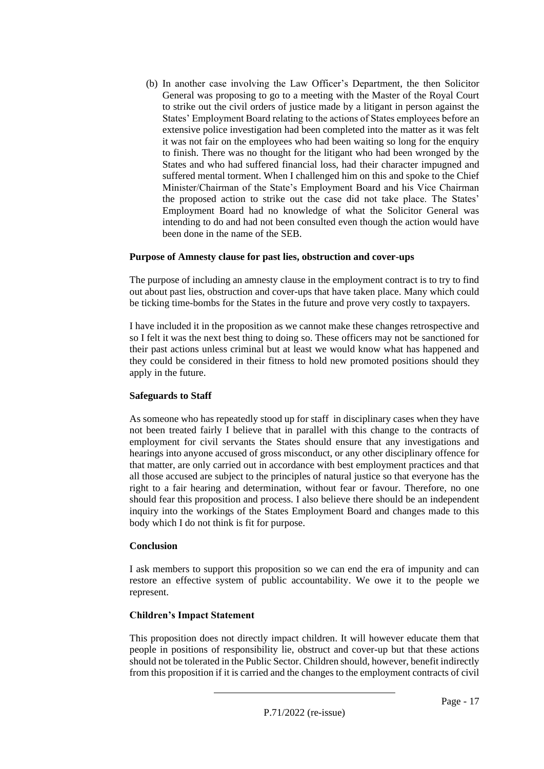(b) In another case involving the Law Officer's Department, the then Solicitor General was proposing to go to a meeting with the Master of the Royal Court to strike out the civil orders of justice made by a litigant in person against the States' Employment Board relating to the actions of States employees before an extensive police investigation had been completed into the matter as it was felt it was not fair on the employees who had been waiting so long for the enquiry to finish. There was no thought for the litigant who had been wronged by the States and who had suffered financial loss, had their character impugned and suffered mental torment. When I challenged him on this and spoke to the Chief Minister/Chairman of the State's Employment Board and his Vice Chairman the proposed action to strike out the case did not take place. The States' Employment Board had no knowledge of what the Solicitor General was intending to do and had not been consulted even though the action would have been done in the name of the SEB.

**Purpose of Amnesty clause for past lies, obstruction and cover-ups**

The purpose of including an amnesty clause in the employment contract is to try to find out about past lies, obstruction and cover-ups that have taken place. Many which could be ticking time-bombs for the States in the future and prove very costly to taxpayers.

I have included it in the proposition as we cannot make these changes retrospective and so I felt it was the next best thing to doing so. These officers may not be sanctioned for their past actions unless criminal but at least we would know what has happened and they could be considered in their fitness to hold new promoted positions should they apply in the future.

**Safeguards to Staff**

As someone who has repeatedly stood up for staff in disciplinary cases when they have not been treated fairly I believe that in parallel with this change to the contracts of employment for civil servants the States should ensure that any investigations and hearings into anyone accused of gross misconduct, or any other disciplinary offence for that matter, are only carried out in accordance with best employment practices and that all those accused are subject to the principles of natural justice so that everyone has the right to a fair hearing and determination, without fear or favour. Therefore, no one should fear this proposition and process. I also believe there should be an independent inquiry into the workings of the States Employment Board and changes made to this body which I do not think is fit for purpose.

**Conclusion**

I ask members to support this proposition so we can end the era of impunity and can restore an effective system of public accountability. We owe it to the people we represent.

**Children's Impact Statement**

This proposition does not directly impact children. It will however educate them that people in positions of responsibility lie, obstruct and cover-up but that these actions should not be tolerated in the Public Sector. Children should, however, benefit indirectly from this proposition if it is carried and the changes to the employment contracts of civil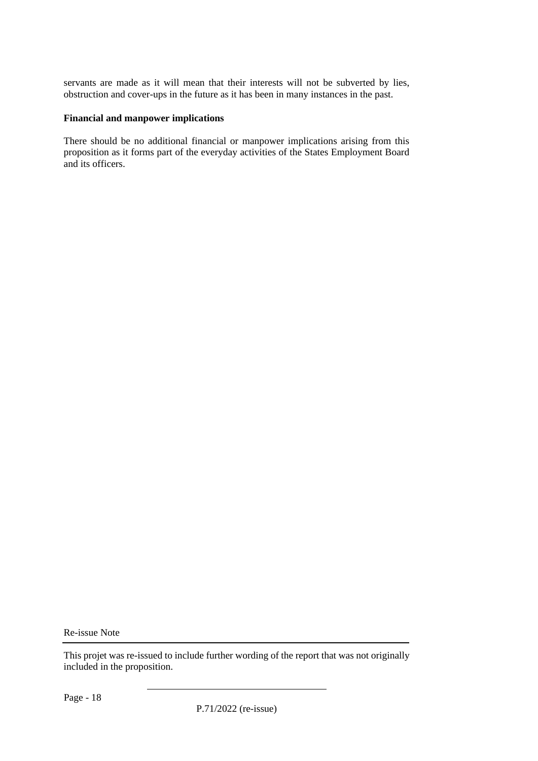servants are made as it will mean that their interests will not be subverted by lies, obstruction and cover-ups in the future as it has been in many instances in the past.

**Financial and manpower implications**

There should be no additional financial or manpower implications arising from this proposition as it forms part of the everyday activities of the States Employment Board and its officers.

Re-issue Note

This projet was re-issued to include further wording of the report that was not originally included in the proposition.